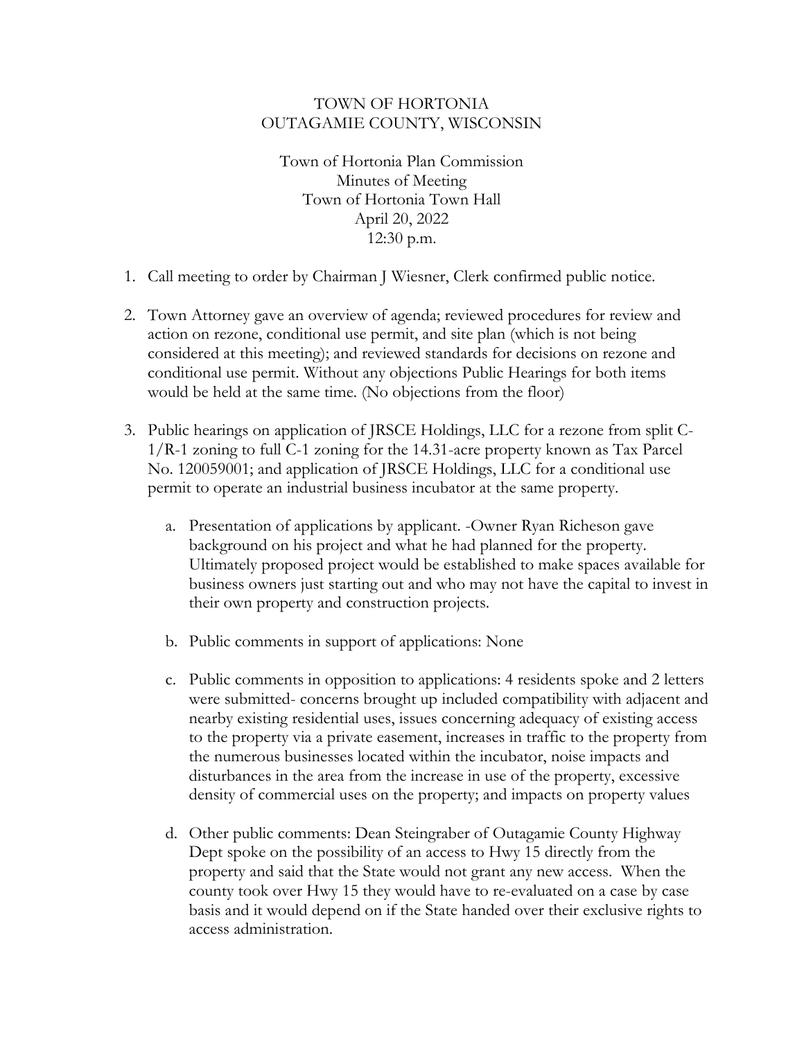TOWN OF HORTONIA
OUTAGAMIE COUNTY, WISCONSIN

Town of Hortonia Plan Commission
Minutes of Meeting
Town of Hortonia Town Hall
April 20, 2022
12:30 p.m.

1. Call meeting to order by Chairman J Wiesner, Clerk confirmed public notice.

2. Town Attorney gave an overview of agenda; reviewed procedures for review and action on rezone, conditional use permit, and site plan (which is not being considered at this meeting); and reviewed standards for decisions on rezone and conditional use permit. Without any objections Public Hearings for both items would be held at the same time. (No objections from the floor)

3. Public hearings on application of JRSCE Holdings, LLC for a rezone from split C-1/R-1 zoning to full C-1 zoning for the 14.31-acre property known as Tax Parcel No. 120059001; and application of JRSCE Holdings, LLC for a conditional use permit to operate an industrial business incubator at the same property.

   a. Presentation of applications by applicant. -Owner Ryan Richeson gave background on his project and what he had planned for the property. Ultimately proposed project would be established to make spaces available for business owners just starting out and who may not have the capital to invest in their own property and construction projects.

   b. Public comments in support of applications: None

   c. Public comments in opposition to applications: 4 residents spoke and 2 letters were submitted- concerns brought up included compatibility with adjacent and nearby existing residential uses, issues concerning adequacy of existing access to the property via a private easement, increases in traffic to the property from the numerous businesses located within the incubator, noise impacts and disturbances in the area from the increase in use of the property, excessive density of commercial uses on the property; and impacts on property values

   d. Other public comments: Dean Steingraber of Outagamie County Highway Dept spoke on the possibility of an access to Hwy 15 directly from the property and said that the State would not grant any new access. When the county took over Hwy 15 they would have to re-evaluated on a case by case basis and it would depend on if the State handed over their exclusive rights to access administration.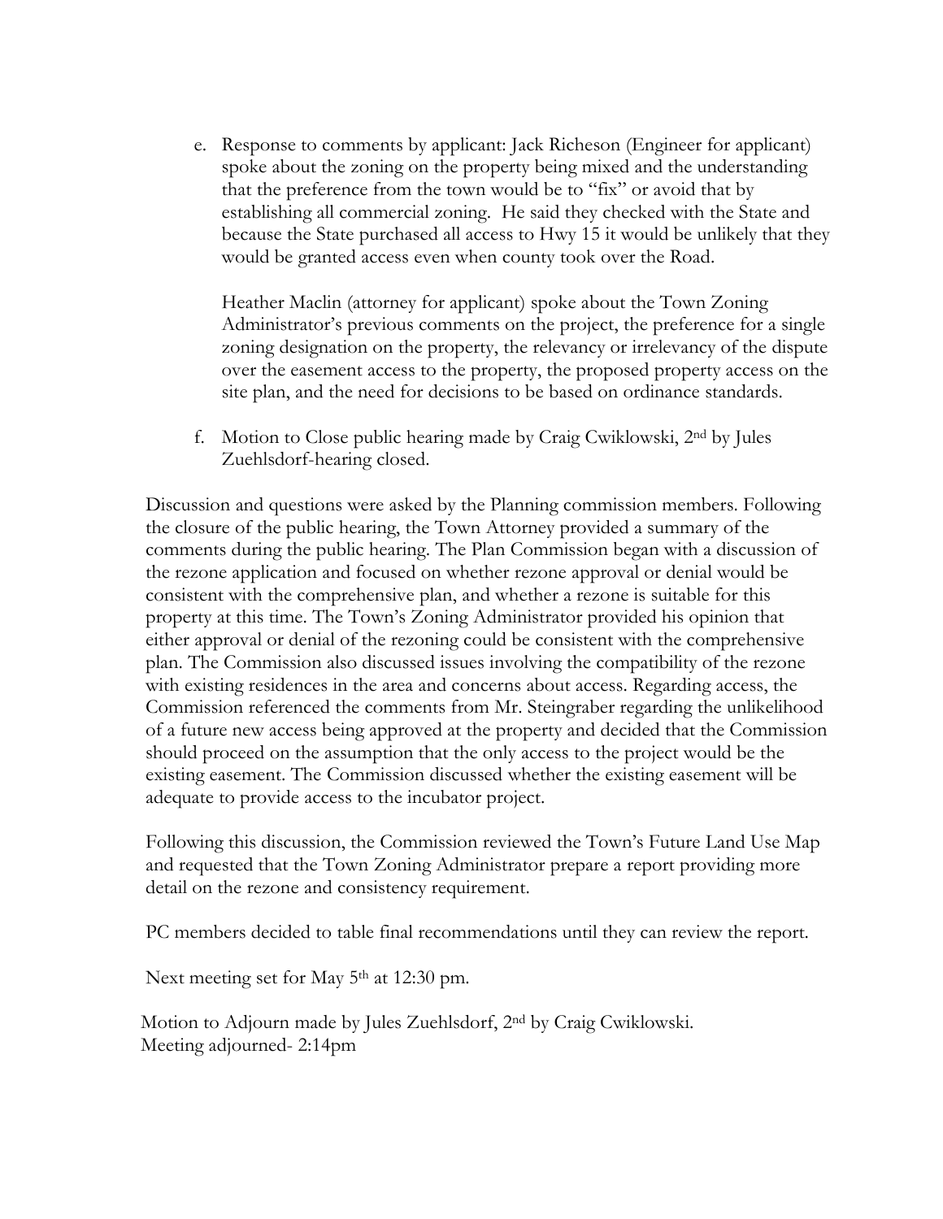e. Response to comments by applicant: Jack Richeson (Engineer for applicant) spoke about the zoning on the property being mixed and the understanding that the preference from the town would be to "fix" or avoid that by establishing all commercial zoning. He said they checked with the State and because the State purchased all access to Hwy 15 it would be unlikely that they would be granted access even when county took over the Road.

   Heather Maclin (attorney for applicant) spoke about the Town Zoning Administrator's previous comments on the project, the preference for a single zoning designation on the property, the relevancy or irrelevancy of the dispute over the easement access to the property, the proposed property access on the site plan, and the need for decisions to be based on ordinance standards.

f. Motion to Close public hearing made by Craig Cwiklowski, 2nd by Jules Zuehlsdorf-hearing closed.

Discussion and questions were asked by the Planning commission members. Following the closure of the public hearing, the Town Attorney provided a summary of the comments during the public hearing. The Plan Commission began with a discussion of the rezone application and focused on whether rezone approval or denial would be consistent with the comprehensive plan, and whether a rezone is suitable for this property at this time. The Town's Zoning Administrator provided his opinion that either approval or denial of the rezoning could be consistent with the comprehensive plan. The Commission also discussed issues involving the compatibility of the rezone with existing residences in the area and concerns about access. Regarding access, the Commission referenced the comments from Mr. Steingraber regarding the unlikelihood of a future new access being approved at the property and decided that the Commission should proceed on the assumption that the only access to the project would be the existing easement. The Commission discussed whether the existing easement will be adequate to provide access to the incubator project.

Following this discussion, the Commission reviewed the Town's Future Land Use Map and requested that the Town Zoning Administrator prepare a report providing more detail on the rezone and consistency requirement.

PC members decided to table final recommendations until they can review the report.

Next meeting set for May 5th at 12:30 pm.

Motion to Adjourn made by Jules Zuehlsdorf, 2nd by Craig Cwiklowski.
Meeting adjourned- 2:14pm